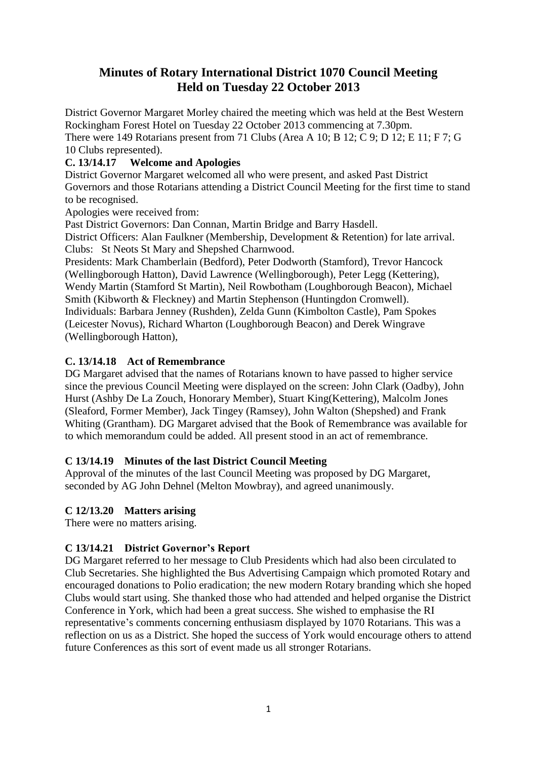# Minutes of Rotary International District 1070 Council Meeting
# Held on Tuesday 22 October 2013

District Governor Margaret Morley chaired the meeting which was held at the Best Western Rockingham Forest Hotel on Tuesday 22 October 2013 commencing at 7.30pm.
There were 149 Rotarians present from 71 Clubs (Area A 10; B 12; C 9; D 12; E 11; F 7; G 10 Clubs represented).

### C. 13/14.17 Welcome and Apologies

District Governor Margaret welcomed all who were present, and asked Past District Governors and those Rotarians attending a District Council Meeting for the first time to stand to be recognised.

Apologies were received from:

Past District Governors: Dan Connan, Martin Bridge and Barry Hasdell.

District Officers: Alan Faulkner (Membership, Development & Retention) for late arrival.

Clubs: St Neots St Mary and Shepshed Charnwood.

Presidents: Mark Chamberlain (Bedford), Peter Dodworth (Stamford), Trevor Hancock (Wellingborough Hatton), David Lawrence (Wellingborough), Peter Legg (Kettering), Wendy Martin (Stamford St Martin), Neil Rowbotham (Loughborough Beacon), Michael Smith (Kibworth & Fleckney) and Martin Stephenson (Huntingdon Cromwell).

Individuals: Barbara Jenney (Rushden), Zelda Gunn (Kimbolton Castle), Pam Spokes (Leicester Novus), Richard Wharton (Loughborough Beacon) and Derek Wingrave (Wellingborough Hatton),

### C. 13/14.18 Act of Remembrance

DG Margaret advised that the names of Rotarians known to have passed to higher service since the previous Council Meeting were displayed on the screen: John Clark (Oadby), John Hurst (Ashby De La Zouch, Honorary Member), Stuart King(Kettering), Malcolm Jones (Sleaford, Former Member), Jack Tingey (Ramsey), John Walton (Shepshed) and Frank Whiting (Grantham). DG Margaret advised that the Book of Remembrance was available for to which memorandum could be added. All present stood in an act of remembrance.

### C 13/14.19 Minutes of the last District Council Meeting

Approval of the minutes of the last Council Meeting was proposed by DG Margaret, seconded by AG John Dehnel (Melton Mowbray), and agreed unanimously.

### C 12/13.20 Matters arising

There were no matters arising.

### C 13/14.21 District Governor's Report

DG Margaret referred to her message to Club Presidents which had also been circulated to Club Secretaries. She highlighted the Bus Advertising Campaign which promoted Rotary and encouraged donations to Polio eradication; the new modern Rotary branding which she hoped Clubs would start using. She thanked those who had attended and helped organise the District Conference in York, which had been a great success. She wished to emphasise the RI representative's comments concerning enthusiasm displayed by 1070 Rotarians. This was a reflection on us as a District. She hoped the success of York would encourage others to attend future Conferences as this sort of event made us all stronger Rotarians.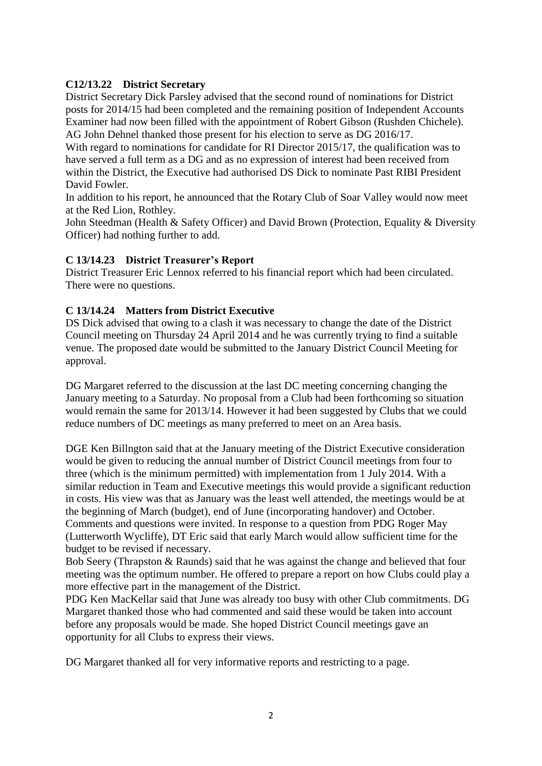### C12/13.22 District Secretary

District Secretary Dick Parsley advised that the second round of nominations for District posts for 2014/15 had been completed and the remaining position of Independent Accounts Examiner had now been filled with the appointment of Robert Gibson (Rushden Chichele).
AG John Dehnel thanked those present for his election to serve as DG 2016/17.
With regard to nominations for candidate for RI Director 2015/17, the qualification was to have served a full term as a DG and as no expression of interest had been received from within the District, the Executive had authorised DS Dick to nominate Past RIBI President David Fowler.
In addition to his report, he announced that the Rotary Club of Soar Valley would now meet at the Red Lion, Rothley.
John Steedman (Health & Safety Officer) and David Brown (Protection, Equality & Diversity Officer) had nothing further to add.

### C 13/14.23 District Treasurer's Report

District Treasurer Eric Lennox referred to his financial report which had been circulated. There were no questions.

### C 13/14.24 Matters from District Executive

DS Dick advised that owing to a clash it was necessary to change the date of the District Council meeting on Thursday 24 April 2014 and he was currently trying to find a suitable venue. The proposed date would be submitted to the January District Council Meeting for approval.

DG Margaret referred to the discussion at the last DC meeting concerning changing the January meeting to a Saturday. No proposal from a Club had been forthcoming so situation would remain the same for 2013/14. However it had been suggested by Clubs that we could reduce numbers of DC meetings as many preferred to meet on an Area basis.

DGE Ken Billngton said that at the January meeting of the District Executive consideration would be given to reducing the annual number of District Council meetings from four to three (which is the minimum permitted) with implementation from 1 July 2014. With a similar reduction in Team and Executive meetings this would provide a significant reduction in costs. His view was that as January was the least well attended, the meetings would be at the beginning of March (budget), end of June (incorporating handover) and October.
Comments and questions were invited. In response to a question from PDG Roger May (Lutterworth Wycliffe), DT Eric said that early March would allow sufficient time for the budget to be revised if necessary.
Bob Seery (Thrapston & Raunds) said that he was against the change and believed that four meeting was the optimum number. He offered to prepare a report on how Clubs could play a more effective part in the management of the District.
PDG Ken MacKellar said that June was already too busy with other Club commitments. DG Margaret thanked those who had commented and said these would be taken into account before any proposals would be made. She hoped District Council meetings gave an opportunity for all Clubs to express their views.

DG Margaret thanked all for very informative reports and restricting to a page.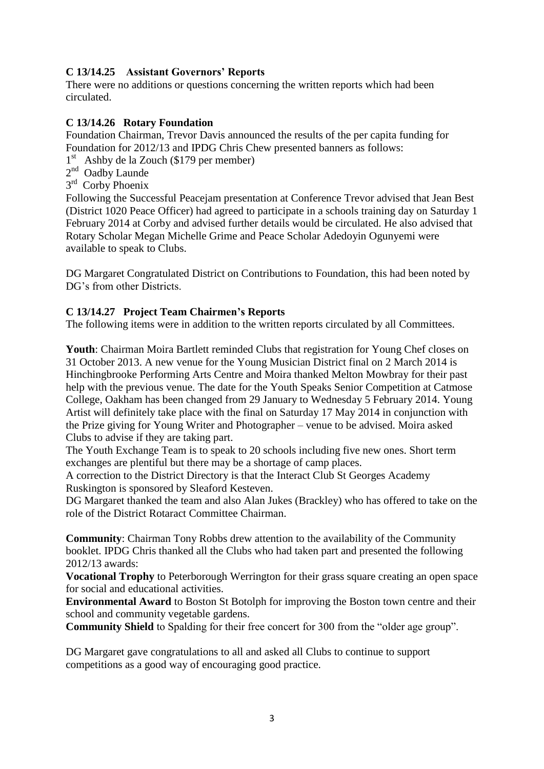### C 13/14.25 Assistant Governors' Reports

There were no additions or questions concerning the written reports which had been circulated.

### C 13/14.26 Rotary Foundation

Foundation Chairman, Trevor Davis announced the results of the per capita funding for Foundation for 2012/13 and IPDG Chris Chew presented banners as follows:

1st Ashby de la Zouch ($179 per member)
2nd Oadby Launde
3rd Corby Phoenix

Following the Successful Peacejam presentation at Conference Trevor advised that Jean Best (District 1020 Peace Officer) had agreed to participate in a schools training day on Saturday 1 February 2014 at Corby and advised further details would be circulated. He also advised that Rotary Scholar Megan Michelle Grime and Peace Scholar Adedoyin Ogunyemi were available to speak to Clubs.

DG Margaret Congratulated District on Contributions to Foundation, this had been noted by DG's from other Districts.

### C 13/14.27 Project Team Chairmen's Reports

The following items were in addition to the written reports circulated by all Committees.

**Youth**: Chairman Moira Bartlett reminded Clubs that registration for Young Chef closes on 31 October 2013. A new venue for the Young Musician District final on 2 March 2014 is Hinchingbrooke Performing Arts Centre and Moira thanked Melton Mowbray for their past help with the previous venue. The date for the Youth Speaks Senior Competition at Catmose College, Oakham has been changed from 29 January to Wednesday 5 February 2014. Young Artist will definitely take place with the final on Saturday 17 May 2014 in conjunction with the Prize giving for Young Writer and Photographer – venue to be advised. Moira asked Clubs to advise if they are taking part.

The Youth Exchange Team is to speak to 20 schools including five new ones. Short term exchanges are plentiful but there may be a shortage of camp places.

A correction to the District Directory is that the Interact Club St Georges Academy Ruskington is sponsored by Sleaford Kesteven.

DG Margaret thanked the team and also Alan Jukes (Brackley) who has offered to take on the role of the District Rotaract Committee Chairman.

**Community**: Chairman Tony Robbs drew attention to the availability of the Community booklet. IPDG Chris thanked all the Clubs who had taken part and presented the following 2012/13 awards:

**Vocational Trophy** to Peterborough Werrington for their grass square creating an open space for social and educational activities.

**Environmental Award** to Boston St Botolph for improving the Boston town centre and their school and community vegetable gardens.

**Community Shield** to Spalding for their free concert for 300 from the "older age group".

DG Margaret gave congratulations to all and asked all Clubs to continue to support competitions as a good way of encouraging good practice.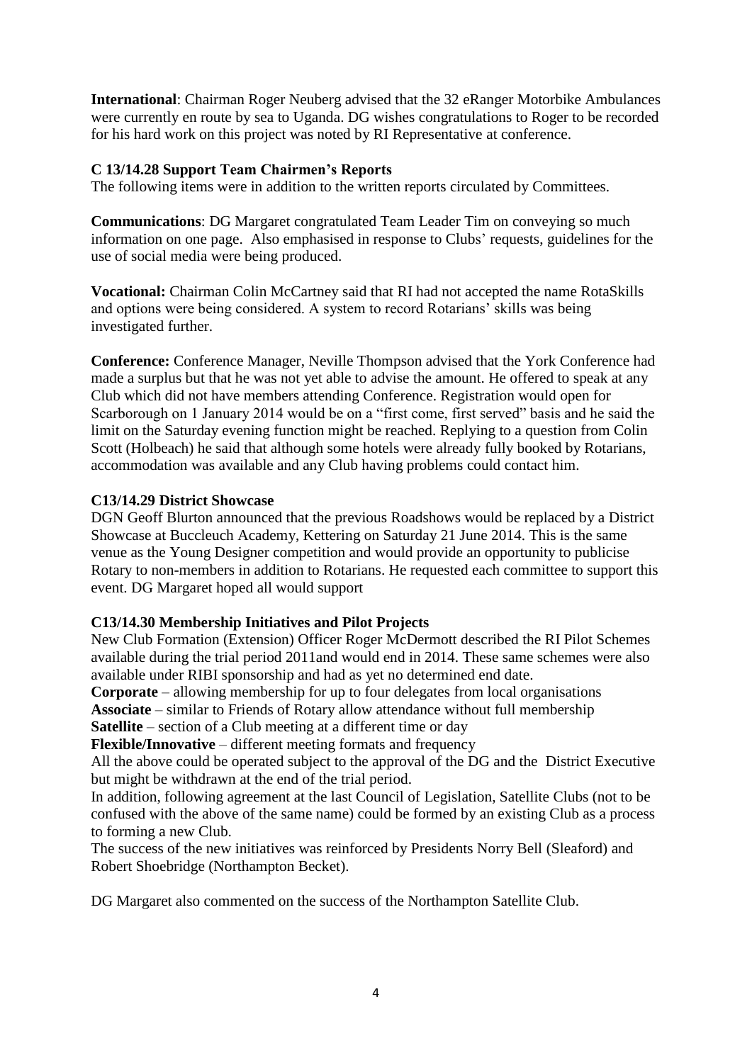**International**: Chairman Roger Neuberg advised that the 32 eRanger Motorbike Ambulances were currently en route by sea to Uganda. DG wishes congratulations to Roger to be recorded for his hard work on this project was noted by RI Representative at conference.

### C 13/14.28 Support Team Chairmen's Reports

The following items were in addition to the written reports circulated by Committees.

**Communications**: DG Margaret congratulated Team Leader Tim on conveying so much information on one page. Also emphasised in response to Clubs' requests, guidelines for the use of social media were being produced.

**Vocational:** Chairman Colin McCartney said that RI had not accepted the name RotaSkills and options were being considered. A system to record Rotarians' skills was being investigated further.

**Conference:** Conference Manager, Neville Thompson advised that the York Conference had made a surplus but that he was not yet able to advise the amount. He offered to speak at any Club which did not have members attending Conference. Registration would open for Scarborough on 1 January 2014 would be on a "first come, first served" basis and he said the limit on the Saturday evening function might be reached. Replying to a question from Colin Scott (Holbeach) he said that although some hotels were already fully booked by Rotarians, accommodation was available and any Club having problems could contact him.

### C13/14.29 District Showcase

DGN Geoff Blurton announced that the previous Roadshows would be replaced by a District Showcase at Buccleuch Academy, Kettering on Saturday 21 June 2014. This is the same venue as the Young Designer competition and would provide an opportunity to publicise Rotary to non-members in addition to Rotarians. He requested each committee to support this event. DG Margaret hoped all would support

### C13/14.30 Membership Initiatives and Pilot Projects

New Club Formation (Extension) Officer Roger McDermott described the RI Pilot Schemes available during the trial period 2011and would end in 2014. These same schemes were also available under RIBI sponsorship and had as yet no determined end date.

**Corporate** – allowing membership for up to four delegates from local organisations
**Associate** – similar to Friends of Rotary allow attendance without full membership
**Satellite** – section of a Club meeting at a different time or day
**Flexible/Innovative** – different meeting formats and frequency

All the above could be operated subject to the approval of the DG and the District Executive but might be withdrawn at the end of the trial period.

In addition, following agreement at the last Council of Legislation, Satellite Clubs (not to be confused with the above of the same name) could be formed by an existing Club as a process to forming a new Club.

The success of the new initiatives was reinforced by Presidents Norry Bell (Sleaford) and Robert Shoebridge (Northampton Becket).

DG Margaret also commented on the success of the Northampton Satellite Club.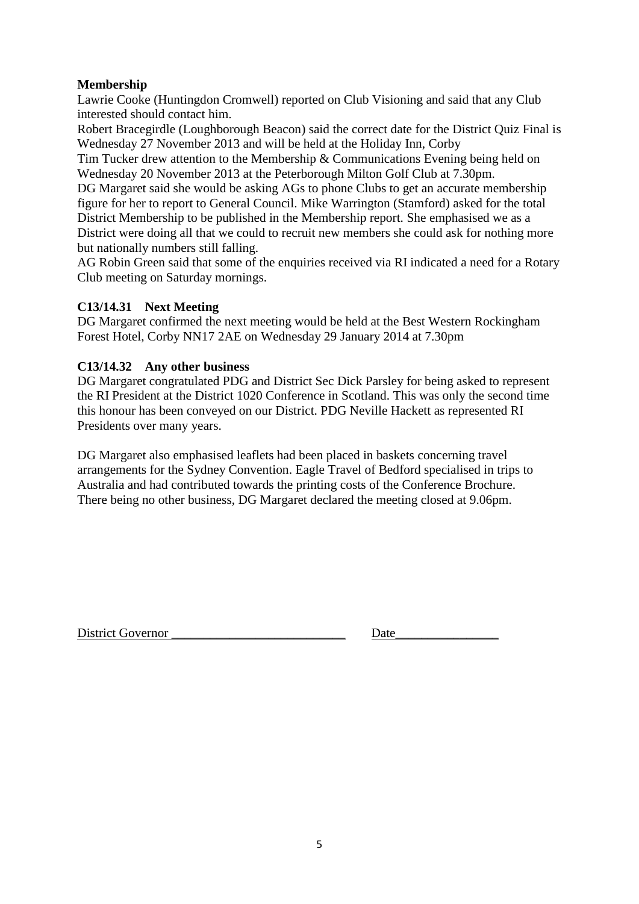**Membership**

Lawrie Cooke (Huntingdon Cromwell) reported on Club Visioning and said that any Club interested should contact him.

Robert Bracegirdle (Loughborough Beacon) said the correct date for the District Quiz Final is Wednesday 27 November 2013 and will be held at the Holiday Inn, Corby

Tim Tucker drew attention to the Membership & Communications Evening being held on Wednesday 20 November 2013 at the Peterborough Milton Golf Club at 7.30pm.

DG Margaret said she would be asking AGs to phone Clubs to get an accurate membership figure for her to report to General Council. Mike Warrington (Stamford) asked for the total District Membership to be published in the Membership report. She emphasised we as a District were doing all that we could to recruit new members she could ask for nothing more but nationally numbers still falling.

AG Robin Green said that some of the enquiries received via RI indicated a need for a Rotary Club meeting on Saturday mornings.

**C13/14.31 Next Meeting**

DG Margaret confirmed the next meeting would be held at the Best Western Rockingham Forest Hotel, Corby NN17 2AE on Wednesday 29 January 2014 at 7.30pm

**C13/14.32 Any other business**

DG Margaret congratulated PDG and District Sec Dick Parsley for being asked to represent the RI President at the District 1020 Conference in Scotland. This was only the second time this honour has been conveyed on our District. PDG Neville Hackett as represented RI Presidents over many years.

DG Margaret also emphasised leaflets had been placed in baskets concerning travel arrangements for the Sydney Convention. Eagle Travel of Bedford specialised in trips to Australia and had contributed towards the printing costs of the Conference Brochure.

There being no other business, DG Margaret declared the meeting closed at 9.06pm.

District Governor ___________________________ Date________________